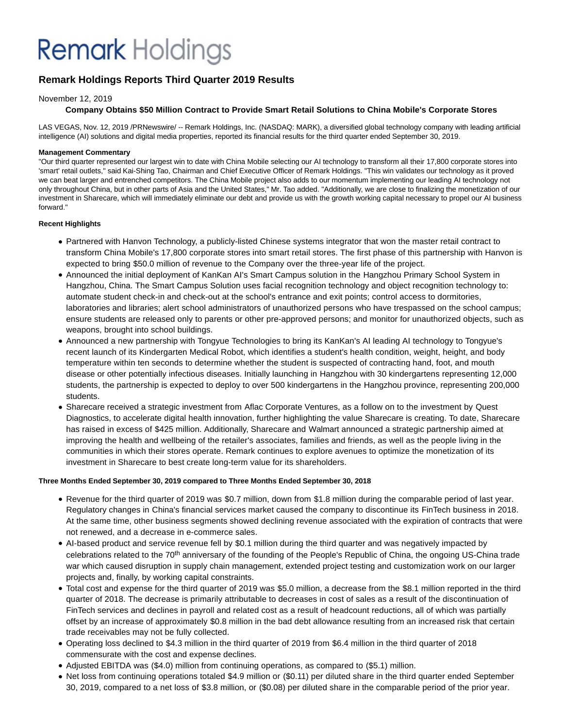# Remark Holdings

## Remark Holdings Reports Third Quarter 2019 Results

November 12, 2019

**Company Obtains $50 Million Contract to Provide Smart Retail Solutions to China Mobile's Corporate Stores**

LAS VEGAS, Nov. 12, 2019 /PRNewswire/ -- Remark Holdings, Inc. (NASDAQ: MARK), a diversified global technology company with leading artificial intelligence (AI) solutions and digital media properties, reported its financial results for the third quarter ended September 30, 2019.

**Management Commentary**

"Our third quarter represented our largest win to date with China Mobile selecting our AI technology to transform all their 17,800 corporate stores into 'smart' retail outlets," said Kai-Shing Tao, Chairman and Chief Executive Officer of Remark Holdings. "This win validates our technology as it proved we can beat larger and entrenched competitors. The China Mobile project also adds to our momentum implementing our leading AI technology not only throughout China, but in other parts of Asia and the United States," Mr. Tao added. "Additionally, we are close to finalizing the monetization of our investment in Sharecare, which will immediately eliminate our debt and provide us with the growth working capital necessary to propel our AI business forward."

**Recent Highlights**

- Partnered with Hanvon Technology, a publicly-listed Chinese systems integrator that won the master retail contract to transform China Mobile's 17,800 corporate stores into smart retail stores. The first phase of this partnership with Hanvon is expected to bring $50.0 million of revenue to the Company over the three-year life of the project.
- Announced the initial deployment of KanKan AI's Smart Campus solution in the Hangzhou Primary School System in Hangzhou, China. The Smart Campus Solution uses facial recognition technology and object recognition technology to: automate student check-in and check-out at the school's entrance and exit points; control access to dormitories, laboratories and libraries; alert school administrators of unauthorized persons who have trespassed on the school campus; ensure students are released only to parents or other pre-approved persons; and monitor for unauthorized objects, such as weapons, brought into school buildings.
- Announced a new partnership with Tongyue Technologies to bring its KanKan's AI leading AI technology to Tongyue's recent launch of its Kindergarten Medical Robot, which identifies a student's health condition, weight, height, and body temperature within ten seconds to determine whether the student is suspected of contracting hand, foot, and mouth disease or other potentially infectious diseases. Initially launching in Hangzhou with 30 kindergartens representing 12,000 students, the partnership is expected to deploy to over 500 kindergartens in the Hangzhou province, representing 200,000 students.
- Sharecare received a strategic investment from Aflac Corporate Ventures, as a follow on to the investment by Quest Diagnostics, to accelerate digital health innovation, further highlighting the value Sharecare is creating. To date, Sharecare has raised in excess of $425 million. Additionally, Sharecare and Walmart announced a strategic partnership aimed at improving the health and wellbeing of the retailer's associates, families and friends, as well as the people living in the communities in which their stores operate. Remark continues to explore avenues to optimize the monetization of its investment in Sharecare to best create long-term value for its shareholders.

**Three Months Ended September 30, 2019 compared to Three Months Ended September 30, 2018**

- Revenue for the third quarter of 2019 was $0.7 million, down from $1.8 million during the comparable period of last year. Regulatory changes in China's financial services market caused the company to discontinue its FinTech business in 2018. At the same time, other business segments showed declining revenue associated with the expiration of contracts that were not renewed, and a decrease in e-commerce sales.
- AI-based product and service revenue fell by $0.1 million during the third quarter and was negatively impacted by celebrations related to the 70th anniversary of the founding of the People's Republic of China, the ongoing US-China trade war which caused disruption in supply chain management, extended project testing and customization work on our larger projects and, finally, by working capital constraints.
- Total cost and expense for the third quarter of 2019 was $5.0 million, a decrease from the $8.1 million reported in the third quarter of 2018. The decrease is primarily attributable to decreases in cost of sales as a result of the discontinuation of FinTech services and declines in payroll and related cost as a result of headcount reductions, all of which was partially offset by an increase of approximately $0.8 million in the bad debt allowance resulting from an increased risk that certain trade receivables may not be fully collected.
- Operating loss declined to $4.3 million in the third quarter of 2019 from $6.4 million in the third quarter of 2018 commensurate with the cost and expense declines.
- Adjusted EBITDA was ($4.0) million from continuing operations, as compared to ($5.1) million.
- Net loss from continuing operations totaled $4.9 million or ($0.11) per diluted share in the third quarter ended September 30, 2019, compared to a net loss of $3.8 million, or ($0.08) per diluted share in the comparable period of the prior year.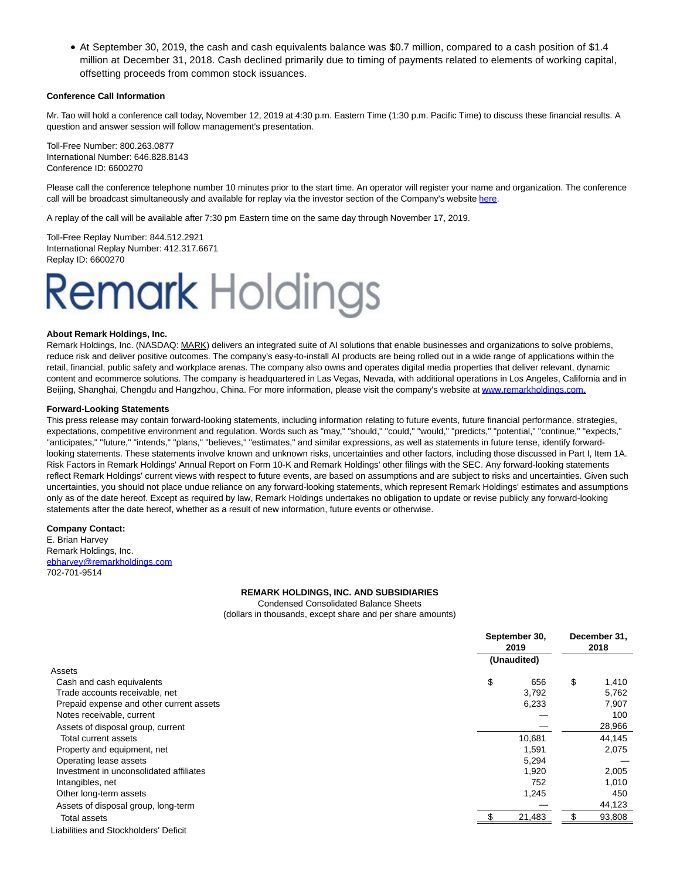- At September 30, 2019, the cash and cash equivalents balance was $0.7 million, compared to a cash position of $1.4 million at December 31, 2018. Cash declined primarily due to timing of payments related to elements of working capital, offsetting proceeds from common stock issuances.

**Conference Call Information**

Mr. Tao will hold a conference call today, November 12, 2019 at 4:30 p.m. Eastern Time (1:30 p.m. Pacific Time) to discuss these financial results. A question and answer session will follow management's presentation.

Toll-Free Number: 800.263.0877
International Number: 646.828.8143
Conference ID: 6600270

Please call the conference telephone number 10 minutes prior to the start time. An operator will register your name and organization. The conference call will be broadcast simultaneously and available for replay via the investor section of the Company's website here.

A replay of the call will be available after 7:30 pm Eastern time on the same day through November 17, 2019.

Toll-Free Replay Number: 844.512.2921
International Replay Number: 412.317.6671
Replay ID: 6600270

Remark Holdings

**About Remark Holdings, Inc.**
Remark Holdings, Inc. (NASDAQ: MARK) delivers an integrated suite of AI solutions that enable businesses and organizations to solve problems, reduce risk and deliver positive outcomes. The company's easy-to-install AI products are being rolled out in a wide range of applications within the retail, financial, public safety and workplace arenas. The company also owns and operates digital media properties that deliver relevant, dynamic content and ecommerce solutions. The company is headquartered in Las Vegas, Nevada, with additional operations in Los Angeles, California and in Beijing, Shanghai, Chengdu and Hangzhou, China. For more information, please visit the company's website at www.remarkholdings.com.

**Forward-Looking Statements**
This press release may contain forward-looking statements, including information relating to future events, future financial performance, strategies, expectations, competitive environment and regulation. Words such as "may," "should," "could," "would," "predicts," "potential," "continue," "expects," "anticipates," "future," "intends," "plans," "believes," "estimates," and similar expressions, as well as statements in future tense, identify forward-looking statements. These statements involve known and unknown risks, uncertainties and other factors, including those discussed in Part I, Item 1A. Risk Factors in Remark Holdings' Annual Report on Form 10-K and Remark Holdings' other filings with the SEC. Any forward-looking statements reflect Remark Holdings' current views with respect to future events, are based on assumptions and are subject to risks and uncertainties. Given such uncertainties, you should not place undue reliance on any forward-looking statements, which represent Remark Holdings' estimates and assumptions only as of the date hereof. Except as required by law, Remark Holdings undertakes no obligation to update or revise publicly any forward-looking statements after the date hereof, whether as a result of new information, future events or otherwise.

**Company Contact:**
E. Brian Harvey
Remark Holdings, Inc.
ebharvey@remarkholdings.com
702-701-9514

**REMARK HOLDINGS, INC. AND SUBSIDIARIES**
Condensed Consolidated Balance Sheets
(dollars in thousands, except share and per share amounts)

| | September 30, 2019 (Unaudited) | December 31, 2018 |
|---|---|---|
| Assets | | |
| Cash and cash equivalents | $ 656 | $ 1,410 |
| Trade accounts receivable, net | 3,792 | 5,762 |
| Prepaid expense and other current assets | 6,233 | 7,907 |
| Notes receivable, current | — | 100 |
| Assets of disposal group, current | — | 28,966 |
| Total current assets | 10,681 | 44,145 |
| Property and equipment, net | 1,591 | 2,075 |
| Operating lease assets | 5,294 | — |
| Investment in unconsolidated affiliates | 1,920 | 2,005 |
| Intangibles, net | 752 | 1,010 |
| Other long-term assets | 1,245 | 450 |
| Assets of disposal group, long-term | — | 44,123 |
| Total assets | $ 21,483 | $ 93,808 |
| Liabilities and Stockholders' Deficit | | |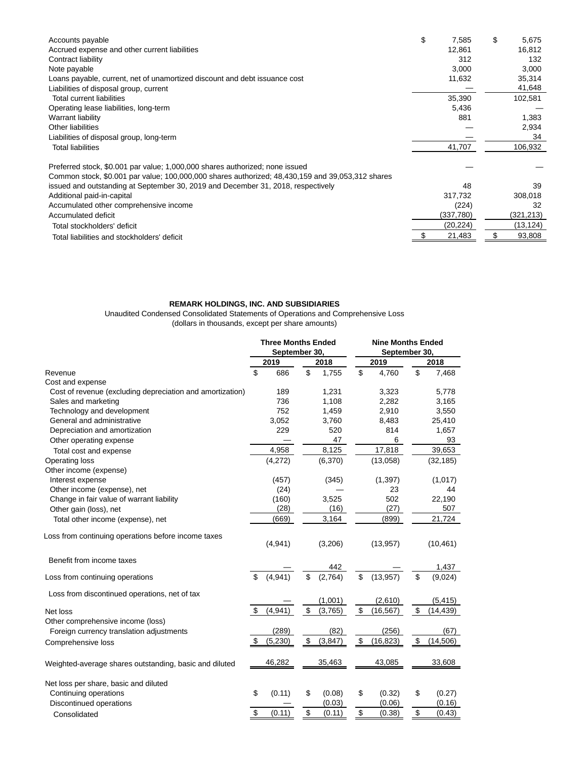| | | |
|---|---|---|
| Accounts payable | $ 7,585 | $ 5,675 |
| Accrued expense and other current liabilities | 12,861 | 16,812 |
| Contract liability | 312 | 132 |
| Note payable | 3,000 | 3,000 |
| Loans payable, current, net of unamortized discount and debt issuance cost | 11,632 | 35,314 |
| Liabilities of disposal group, current | — | 41,648 |
| Total current liabilities | 35,390 | 102,581 |
| Operating lease liabilities, long-term | 5,436 | — |
| Warrant liability | 881 | 1,383 |
| Other liabilities | — | 2,934 |
| Liabilities of disposal group, long-term | — | 34 |
| Total liabilities | 41,707 | 106,932 |
| | | |
| Preferred stock, $0.001 par value; 1,000,000 shares authorized; none issued | — | — |
| Common stock, $0.001 par value; 100,000,000 shares authorized; 48,430,159 and 39,053,312 shares issued and outstanding at September 30, 2019 and December 31, 2018, respectively | 48 | 39 |
| Additional paid-in-capital | 317,732 | 308,018 |
| Accumulated other comprehensive income | (224) | 32 |
| Accumulated deficit | (337,780) | (321,213) |
| Total stockholders' deficit | (20,224) | (13,124) |
| Total liabilities and stockholders' deficit | $ 21,483 | $ 93,808 |

**REMARK HOLDINGS, INC. AND SUBSIDIARIES**

Unaudited Condensed Consolidated Statements of Operations and Comprehensive Loss

(dollars in thousands, except per share amounts)

| | Three Months Ended September 30, | | Nine Months Ended September 30, | |
|---|---|---|---|---|
| | 2019 | 2018 | 2019 | 2018 |
| Revenue | $ 686 | $ 1,755 | $ 4,760 | $ 7,468 |
| Cost and expense | | | | |
| Cost of revenue (excluding depreciation and amortization) | 189 | 1,231 | 3,323 | 5,778 |
| Sales and marketing | 736 | 1,108 | 2,282 | 3,165 |
| Technology and development | 752 | 1,459 | 2,910 | 3,550 |
| General and administrative | 3,052 | 3,760 | 8,483 | 25,410 |
| Depreciation and amortization | 229 | 520 | 814 | 1,657 |
| Other operating expense | — | 47 | 6 | 93 |
| Total cost and expense | 4,958 | 8,125 | 17,818 | 39,653 |
| Operating loss | (4,272) | (6,370) | (13,058) | (32,185) |
| Other income (expense) | | | | |
| Interest expense | (457) | (345) | (1,397) | (1,017) |
| Other income (expense), net | (24) | — | 23 | 44 |
| Change in fair value of warrant liability | (160) | 3,525 | 502 | 22,190 |
| Other gain (loss), net | (28) | (16) | (27) | 507 |
| Total other income (expense), net | (669) | 3,164 | (899) | 21,724 |
| Loss from continuing operations before income taxes | (4,941) | (3,206) | (13,957) | (10,461) |
| Benefit from income taxes | — | 442 | — | 1,437 |
| Loss from continuing operations | $ (4,941) | $ (2,764) | $ (13,957) | $ (9,024) |
| Loss from discontinued operations, net of tax | — | (1,001) | (2,610) | (5,415) |
| Net loss | $ (4,941) | $ (3,765) | $ (16,567) | $ (14,439) |
| Other comprehensive income (loss) | | | | |
| Foreign currency translation adjustments | (289) | (82) | (256) | (67) |
| Comprehensive loss | $ (5,230) | $ (3,847) | $ (16,823) | $ (14,506) |
| Weighted-average shares outstanding, basic and diluted | 46,282 | 35,463 | 43,085 | 33,608 |
| Net loss per share, basic and diluted | | | | |
| Continuing operations | $ (0.11) | $ (0.08) | $ (0.32) | $ (0.27) |
| Discontinued operations | — | (0.03) | (0.06) | (0.16) |
| Consolidated | $ (0.11) | $ (0.11) | $ (0.38) | $ (0.43) |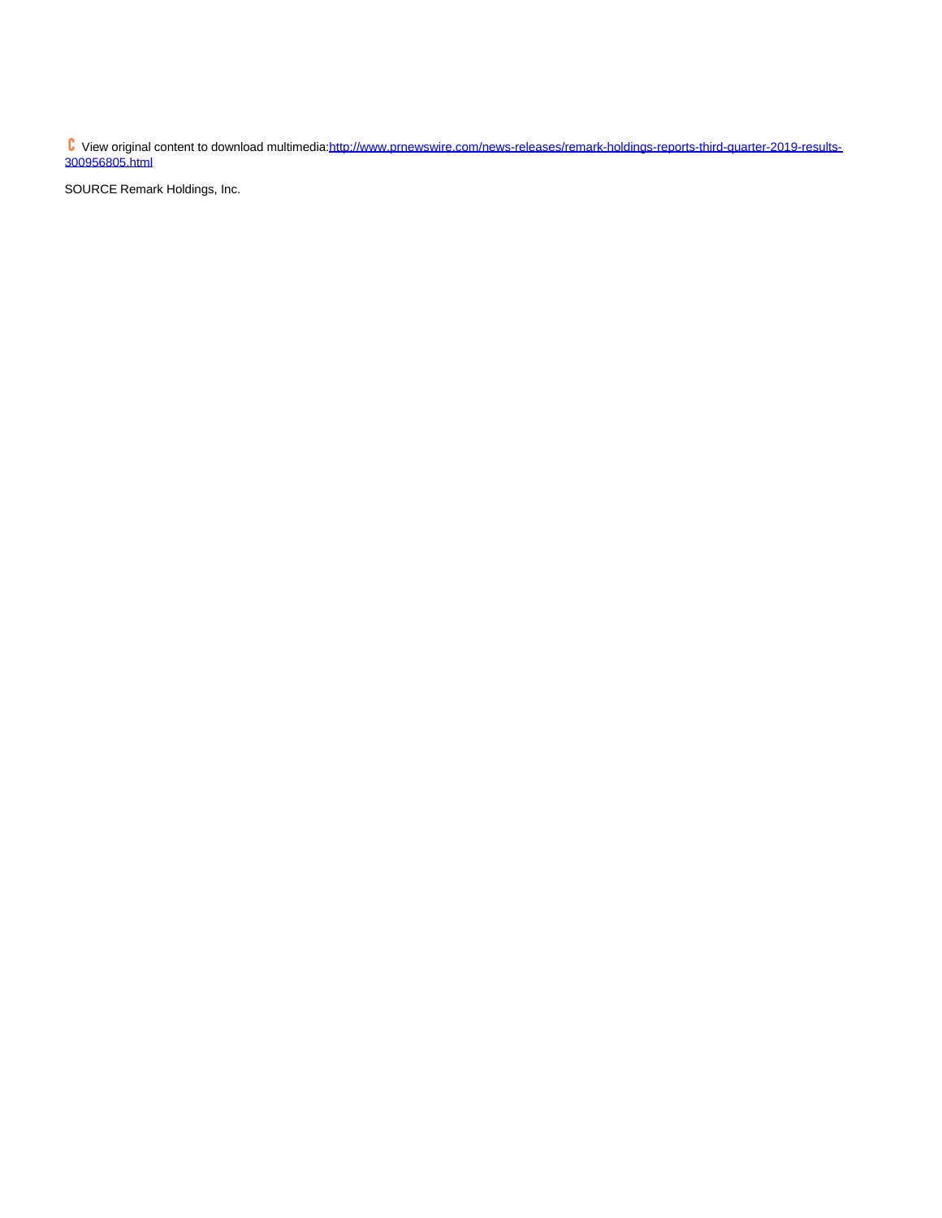View original content to download multimedia:[http://www.prnewswire.com/news-releases/remark-holdings-reports-third-quarter-2019-results-300956805.html](http://www.prnewswire.com/news-releases/remark-holdings-reports-third-quarter-2019-results-300956805.html)

SOURCE Remark Holdings, Inc.